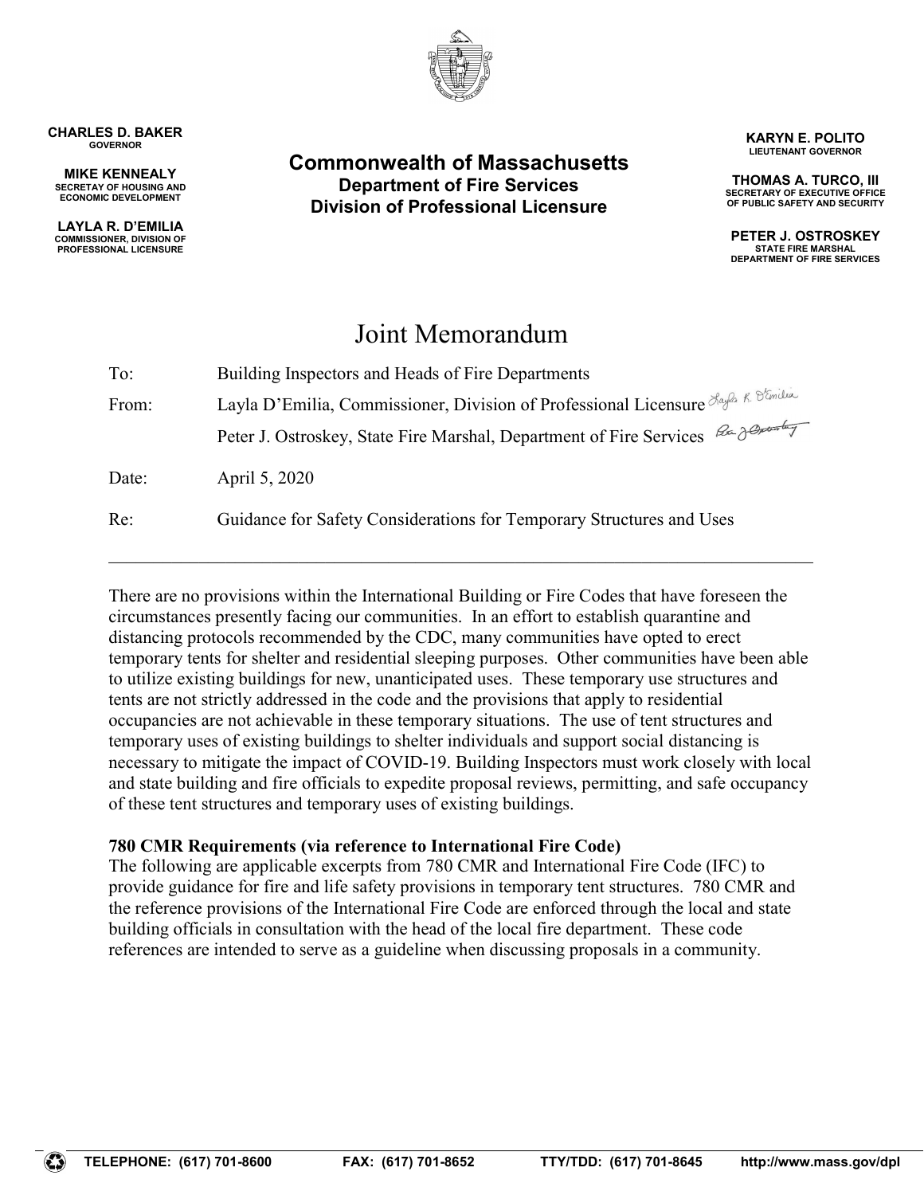**CHARLES D. BAKER**
GOVERNOR

**MIKE KENNEALY**
SECRETARY OF HOUSING AND ECONOMIC DEVELOPMENT

**LAYLA R. D'EMILIA**
COMMISSIONER, DIVISION OF PROFESSIONAL LICENSURE

**Commonwealth of Massachusetts**
**Department of Fire Services**
**Division of Professional Licensure**

**KARYN E. POLITO**
LIEUTENANT GOVERNOR

**THOMAS A. TURCO, III**
SECRETARY OF EXECUTIVE OFFICE OF PUBLIC SAFETY AND SECURITY

**PETER J. OSTROSKEY**
STATE FIRE MARSHAL
DEPARTMENT OF FIRE SERVICES

# Joint Memorandum

To: Building Inspectors and Heads of Fire Departments

From: Layla D'Emilia, Commissioner, Division of Professional Licensure

Peter J. Ostroskey, State Fire Marshal, Department of Fire Services

Date: April 5, 2020

Re: Guidance for Safety Considerations for Temporary Structures and Uses

---

There are no provisions within the International Building or Fire Codes that have foreseen the circumstances presently facing our communities. In an effort to establish quarantine and distancing protocols recommended by the CDC, many communities have opted to erect temporary tents for shelter and residential sleeping purposes. Other communities have been able to utilize existing buildings for new, unanticipated uses. These temporary use structures and tents are not strictly addressed in the code and the provisions that apply to residential occupancies are not achievable in these temporary situations. The use of tent structures and temporary uses of existing buildings to shelter individuals and support social distancing is necessary to mitigate the impact of COVID-19. Building Inspectors must work closely with local and state building and fire officials to expedite proposal reviews, permitting, and safe occupancy of these tent structures and temporary uses of existing buildings.

**780 CMR Requirements (via reference to International Fire Code)**
The following are applicable excerpts from 780 CMR and International Fire Code (IFC) to provide guidance for fire and life safety provisions in temporary tent structures. 780 CMR and the reference provisions of the International Fire Code are enforced through the local and state building officials in consultation with the head of the local fire department. These code references are intended to serve as a guideline when discussing proposals in a community.

TELEPHONE: (617) 701-8600 FAX: (617) 701-8652 TTY/TDD: (617) 701-8645 http://www.mass.gov/dpl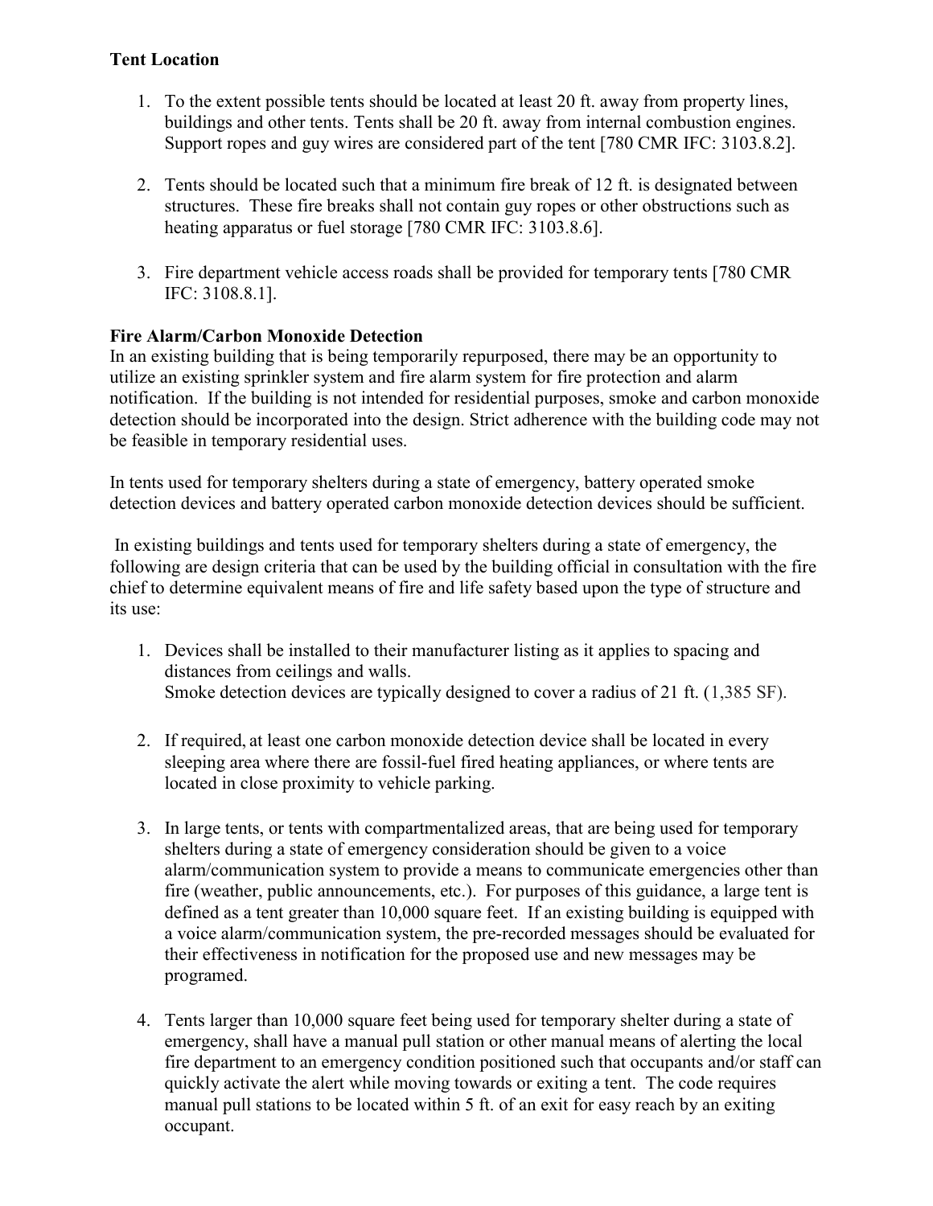**Tent Location**

1. To the extent possible tents should be located at least 20 ft. away from property lines, buildings and other tents. Tents shall be 20 ft. away from internal combustion engines. Support ropes and guy wires are considered part of the tent [780 CMR IFC: 3103.8.2].

2. Tents should be located such that a minimum fire break of 12 ft. is designated between structures. These fire breaks shall not contain guy ropes or other obstructions such as heating apparatus or fuel storage [780 CMR IFC: 3103.8.6].

3. Fire department vehicle access roads shall be provided for temporary tents [780 CMR IFC: 3108.8.1].

**Fire Alarm/Carbon Monoxide Detection**

In an existing building that is being temporarily repurposed, there may be an opportunity to utilize an existing sprinkler system and fire alarm system for fire protection and alarm notification. If the building is not intended for residential purposes, smoke and carbon monoxide detection should be incorporated into the design. Strict adherence with the building code may not be feasible in temporary residential uses.

In tents used for temporary shelters during a state of emergency, battery operated smoke detection devices and battery operated carbon monoxide detection devices should be sufficient.

In existing buildings and tents used for temporary shelters during a state of emergency, the following are design criteria that can be used by the building official in consultation with the fire chief to determine equivalent means of fire and life safety based upon the type of structure and its use:

1. Devices shall be installed to their manufacturer listing as it applies to spacing and distances from ceilings and walls.
   Smoke detection devices are typically designed to cover a radius of 21 ft. (1,385 SF).

2. If required, at least one carbon monoxide detection device shall be located in every sleeping area where there are fossil-fuel fired heating appliances, or where tents are located in close proximity to vehicle parking.

3. In large tents, or tents with compartmentalized areas, that are being used for temporary shelters during a state of emergency consideration should be given to a voice alarm/communication system to provide a means to communicate emergencies other than fire (weather, public announcements, etc.). For purposes of this guidance, a large tent is defined as a tent greater than 10,000 square feet. If an existing building is equipped with a voice alarm/communication system, the pre-recorded messages should be evaluated for their effectiveness in notification for the proposed use and new messages may be programed.

4. Tents larger than 10,000 square feet being used for temporary shelter during a state of emergency, shall have a manual pull station or other manual means of alerting the local fire department to an emergency condition positioned such that occupants and/or staff can quickly activate the alert while moving towards or exiting a tent. The code requires manual pull stations to be located within 5 ft. of an exit for easy reach by an exiting occupant.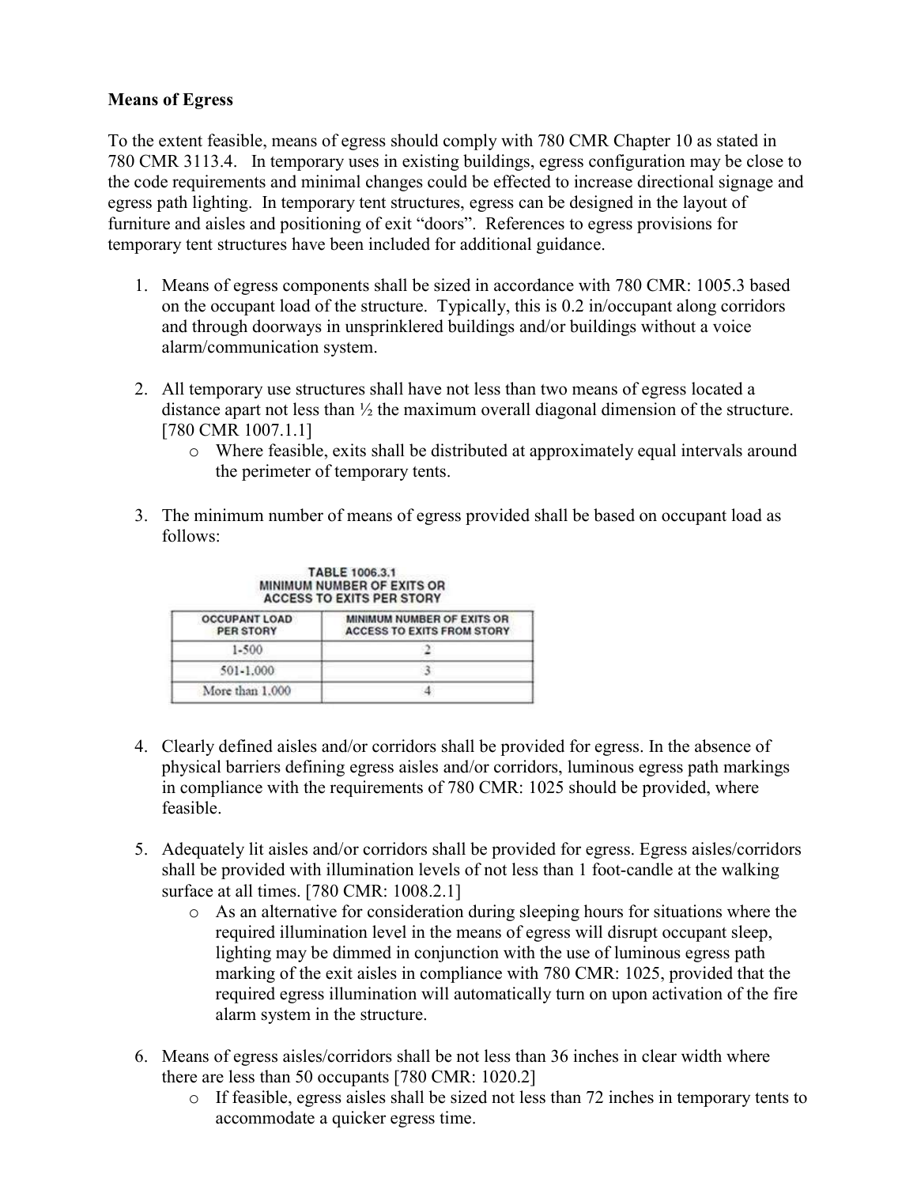**Means of Egress**

To the extent feasible, means of egress should comply with 780 CMR Chapter 10 as stated in 780 CMR 3113.4. In temporary uses in existing buildings, egress configuration may be close to the code requirements and minimal changes could be effected to increase directional signage and egress path lighting. In temporary tent structures, egress can be designed in the layout of furniture and aisles and positioning of exit "doors". References to egress provisions for temporary tent structures have been included for additional guidance.

1. Means of egress components shall be sized in accordance with 780 CMR: 1005.3 based on the occupant load of the structure. Typically, this is 0.2 in/occupant along corridors and through doorways in unsprinklered buildings and/or buildings without a voice alarm/communication system.

2. All temporary use structures shall have not less than two means of egress located a distance apart not less than ½ the maximum overall diagonal dimension of the structure. [780 CMR 1007.1.1]
   - Where feasible, exits shall be distributed at approximately equal intervals around the perimeter of temporary tents.

3. The minimum number of means of egress provided shall be based on occupant load as follows:

**TABLE 1006.3.1**
**MINIMUM NUMBER OF EXITS OR ACCESS TO EXITS PER STORY**

| OCCUPANT LOAD PER STORY | MINIMUM NUMBER OF EXITS OR ACCESS TO EXITS FROM STORY |
|---|---|
| 1-500 | 2 |
| 501-1,000 | 3 |
| More than 1,000 | 4 |

4. Clearly defined aisles and/or corridors shall be provided for egress. In the absence of physical barriers defining egress aisles and/or corridors, luminous egress path markings in compliance with the requirements of 780 CMR: 1025 should be provided, where feasible.

5. Adequately lit aisles and/or corridors shall be provided for egress. Egress aisles/corridors shall be provided with illumination levels of not less than 1 foot-candle at the walking surface at all times. [780 CMR: 1008.2.1]
   - As an alternative for consideration during sleeping hours for situations where the required illumination level in the means of egress will disrupt occupant sleep, lighting may be dimmed in conjunction with the use of luminous egress path marking of the exit aisles in compliance with 780 CMR: 1025, provided that the required egress illumination will automatically turn on upon activation of the fire alarm system in the structure.

6. Means of egress aisles/corridors shall be not less than 36 inches in clear width where there are less than 50 occupants [780 CMR: 1020.2]
   - If feasible, egress aisles shall be sized not less than 72 inches in temporary tents to accommodate a quicker egress time.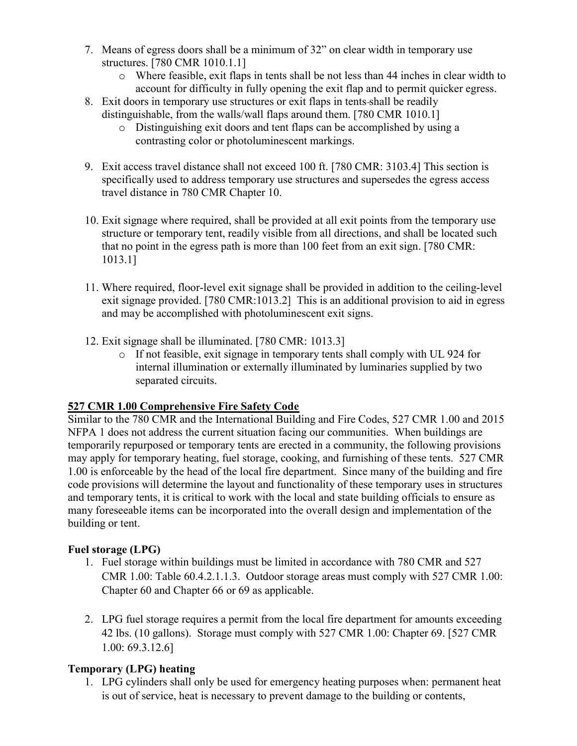7. Means of egress doors shall be a minimum of 32” on clear width in temporary use structures. [780 CMR 1010.1.1]
   - Where feasible, exit flaps in tents shall be not less than 44 inches in clear width to account for difficulty in fully opening the exit flap and to permit quicker egress.
8. Exit doors in temporary use structures or exit flaps in tents shall be readily distinguishable, from the walls/wall flaps around them. [780 CMR 1010.1]
   - Distinguishing exit doors and tent flaps can be accomplished by using a contrasting color or photoluminescent markings.

9. Exit access travel distance shall not exceed 100 ft. [780 CMR: 3103.4] This section is specifically used to address temporary use structures and supersedes the egress access travel distance in 780 CMR Chapter 10.

10. Exit signage where required, shall be provided at all exit points from the temporary use structure or temporary tent, readily visible from all directions, and shall be located such that no point in the egress path is more than 100 feet from an exit sign. [780 CMR: 1013.1]

11. Where required, floor-level exit signage shall be provided in addition to the ceiling-level exit signage provided. [780 CMR:1013.2] This is an additional provision to aid in egress and may be accomplished with photoluminescent exit signs.

12. Exit signage shall be illuminated. [780 CMR: 1013.3]
    - If not feasible, exit signage in temporary tents shall comply with UL 924 for internal illumination or externally illuminated by luminaries supplied by two separated circuits.

**527 CMR 1.00 Comprehensive Fire Safety Code**

Similar to the 780 CMR and the International Building and Fire Codes, 527 CMR 1.00 and 2015 NFPA 1 does not address the current situation facing our communities. When buildings are temporarily repurposed or temporary tents are erected in a community, the following provisions may apply for temporary heating, fuel storage, cooking, and furnishing of these tents. 527 CMR 1.00 is enforceable by the head of the local fire department. Since many of the building and fire code provisions will determine the layout and functionality of these temporary uses in structures and temporary tents, it is critical to work with the local and state building officials to ensure as many foreseeable items can be incorporated into the overall design and implementation of the building or tent.

**Fuel storage (LPG)**

1. Fuel storage within buildings must be limited in accordance with 780 CMR and 527 CMR 1.00: Table 60.4.2.1.1.3. Outdoor storage areas must comply with 527 CMR 1.00: Chapter 60 and Chapter 66 or 69 as applicable.

2. LPG fuel storage requires a permit from the local fire department for amounts exceeding 42 lbs. (10 gallons). Storage must comply with 527 CMR 1.00: Chapter 69. [527 CMR 1.00: 69.3.12.6]

**Temporary (LPG) heating**

1. LPG cylinders shall only be used for emergency heating purposes when: permanent heat is out of service, heat is necessary to prevent damage to the building or contents,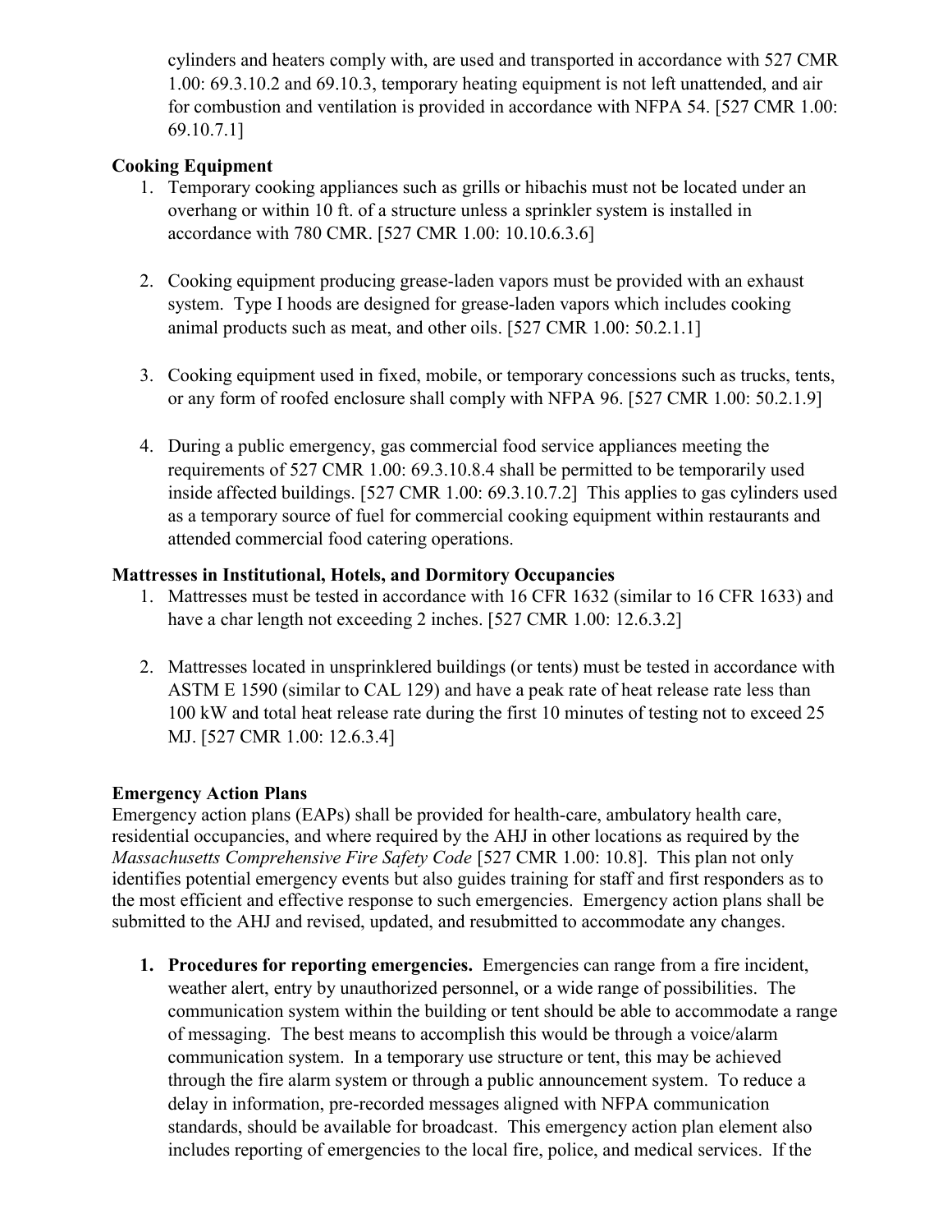cylinders and heaters comply with, are used and transported in accordance with 527 CMR 1.00: 69.3.10.2 and 69.10.3, temporary heating equipment is not left unattended, and air for combustion and ventilation is provided in accordance with NFPA 54. [527 CMR 1.00: 69.10.7.1]

**Cooking Equipment**

1. Temporary cooking appliances such as grills or hibachis must not be located under an overhang or within 10 ft. of a structure unless a sprinkler system is installed in accordance with 780 CMR. [527 CMR 1.00: 10.10.6.3.6]

2. Cooking equipment producing grease-laden vapors must be provided with an exhaust system. Type I hoods are designed for grease-laden vapors which includes cooking animal products such as meat, and other oils. [527 CMR 1.00: 50.2.1.1]

3. Cooking equipment used in fixed, mobile, or temporary concessions such as trucks, tents, or any form of roofed enclosure shall comply with NFPA 96. [527 CMR 1.00: 50.2.1.9]

4. During a public emergency, gas commercial food service appliances meeting the requirements of 527 CMR 1.00: 69.3.10.8.4 shall be permitted to be temporarily used inside affected buildings. [527 CMR 1.00: 69.3.10.7.2] This applies to gas cylinders used as a temporary source of fuel for commercial cooking equipment within restaurants and attended commercial food catering operations.

**Mattresses in Institutional, Hotels, and Dormitory Occupancies**

1. Mattresses must be tested in accordance with 16 CFR 1632 (similar to 16 CFR 1633) and have a char length not exceeding 2 inches. [527 CMR 1.00: 12.6.3.2]

2. Mattresses located in unsprinklered buildings (or tents) must be tested in accordance with ASTM E 1590 (similar to CAL 129) and have a peak rate of heat release rate less than 100 kW and total heat release rate during the first 10 minutes of testing not to exceed 25 MJ. [527 CMR 1.00: 12.6.3.4]

**Emergency Action Plans**

Emergency action plans (EAPs) shall be provided for health-care, ambulatory health care, residential occupancies, and where required by the AHJ in other locations as required by the *Massachusetts Comprehensive Fire Safety Code* [527 CMR 1.00: 10.8]. This plan not only identifies potential emergency events but also guides training for staff and first responders as to the most efficient and effective response to such emergencies. Emergency action plans shall be submitted to the AHJ and revised, updated, and resubmitted to accommodate any changes.

1. **Procedures for reporting emergencies.** Emergencies can range from a fire incident, weather alert, entry by unauthorized personnel, or a wide range of possibilities. The communication system within the building or tent should be able to accommodate a range of messaging. The best means to accomplish this would be through a voice/alarm communication system. In a temporary use structure or tent, this may be achieved through the fire alarm system or through a public announcement system. To reduce a delay in information, pre-recorded messages aligned with NFPA communication standards, should be available for broadcast. This emergency action plan element also includes reporting of emergencies to the local fire, police, and medical services. If the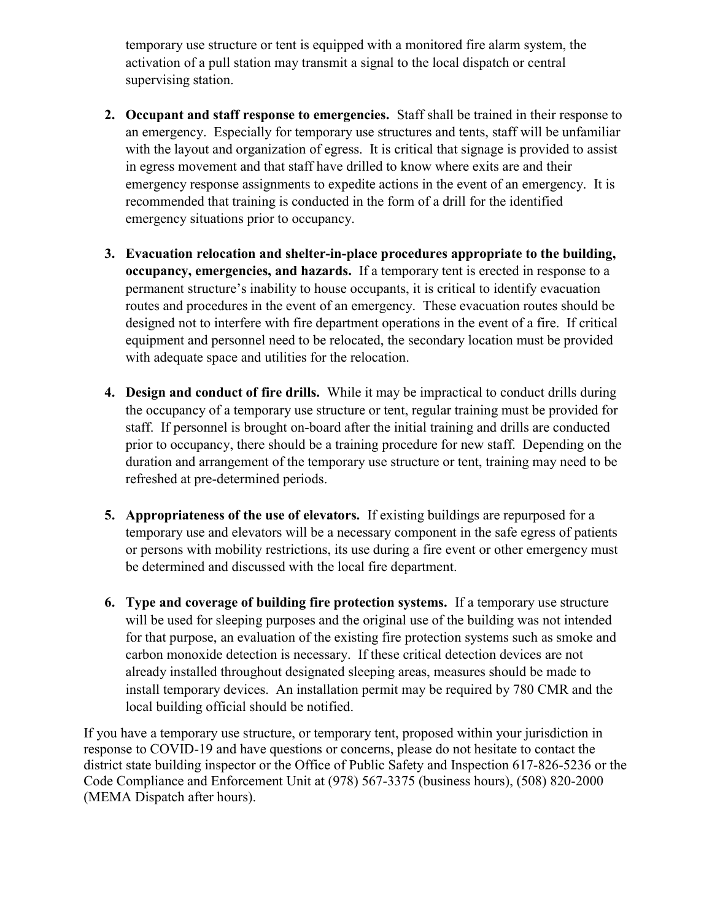temporary use structure or tent is equipped with a monitored fire alarm system, the activation of a pull station may transmit a signal to the local dispatch or central supervising station.

2. **Occupant and staff response to emergencies.** Staff shall be trained in their response to an emergency. Especially for temporary use structures and tents, staff will be unfamiliar with the layout and organization of egress. It is critical that signage is provided to assist in egress movement and that staff have drilled to know where exits are and their emergency response assignments to expedite actions in the event of an emergency. It is recommended that training is conducted in the form of a drill for the identified emergency situations prior to occupancy.

3. **Evacuation relocation and shelter-in-place procedures appropriate to the building, occupancy, emergencies, and hazards.** If a temporary tent is erected in response to a permanent structure's inability to house occupants, it is critical to identify evacuation routes and procedures in the event of an emergency. These evacuation routes should be designed not to interfere with fire department operations in the event of a fire. If critical equipment and personnel need to be relocated, the secondary location must be provided with adequate space and utilities for the relocation.

4. **Design and conduct of fire drills.** While it may be impractical to conduct drills during the occupancy of a temporary use structure or tent, regular training must be provided for staff. If personnel is brought on-board after the initial training and drills are conducted prior to occupancy, there should be a training procedure for new staff. Depending on the duration and arrangement of the temporary use structure or tent, training may need to be refreshed at pre-determined periods.

5. **Appropriateness of the use of elevators.** If existing buildings are repurposed for a temporary use and elevators will be a necessary component in the safe egress of patients or persons with mobility restrictions, its use during a fire event or other emergency must be determined and discussed with the local fire department.

6. **Type and coverage of building fire protection systems.** If a temporary use structure will be used for sleeping purposes and the original use of the building was not intended for that purpose, an evaluation of the existing fire protection systems such as smoke and carbon monoxide detection is necessary. If these critical detection devices are not already installed throughout designated sleeping areas, measures should be made to install temporary devices. An installation permit may be required by 780 CMR and the local building official should be notified.

If you have a temporary use structure, or temporary tent, proposed within your jurisdiction in response to COVID-19 and have questions or concerns, please do not hesitate to contact the district state building inspector or the Office of Public Safety and Inspection 617-826-5236 or the Code Compliance and Enforcement Unit at (978) 567-3375 (business hours), (508) 820-2000 (MEMA Dispatch after hours).